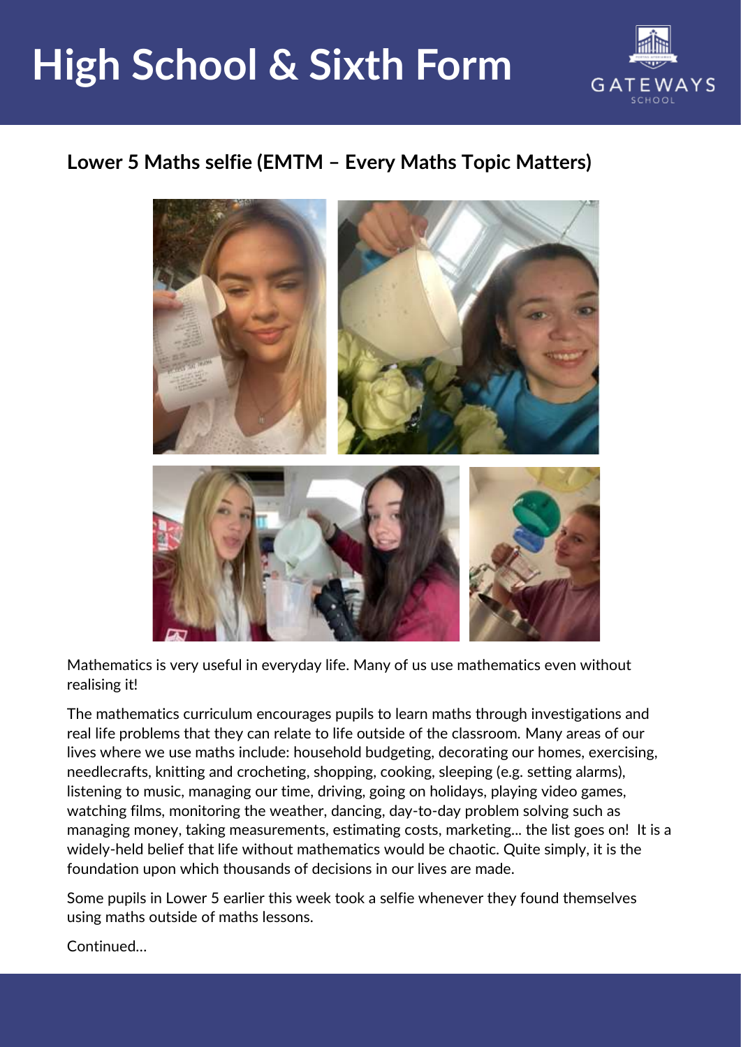# High School & Sixth Form

## Lower 5 Maths selfie (EMTM – Every Maths Topic Matters)

Mathematics is very useful in everyday life. Many of us use mathematics even without realising it!

The mathematics curriculum encourages pupils to learn maths through investigations and real life problems that they can relate to life outside of the classroom. Many areas of our lives where we use maths include: household budgeting, decorating our homes, exercising, needlecrafts, knitting and crocheting, shopping, cooking, sleeping (e.g. setting alarms), listening to music, managing our time, driving, going on holidays, playing video games, watching films, monitoring the weather, dancing, day-to-day problem solving such as managing money, taking measurements, estimating costs, marketing... the list goes on! It is a widely-held belief that life without mathematics would be chaotic. Quite simply, it is the foundation upon which thousands of decisions in our lives are made.

Some pupils in Lower 5 earlier this week took a selfie whenever they found themselves using maths outside of maths lessons.

Continued...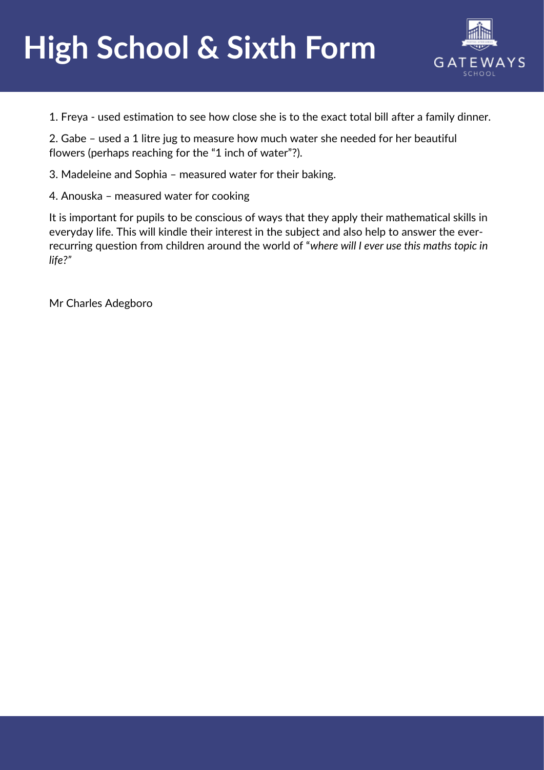1. Freya - used estimation to see how close she is to the exact total bill after a family dinner.

2. Gabe – used a 1 litre jug to measure how much water she needed for her beautiful flowers (perhaps reaching for the "1 inch of water"?).

3. Madeleine and Sophia – measured water for their baking.

4. Anouska – measured water for cooking

It is important for pupils to be conscious of ways that they apply their mathematical skills in everyday life. This will kindle their interest in the subject and also help to answer the ever-recurring question from children around the world of "*where will I ever use this maths topic in life?*"

Mr Charles Adegboro